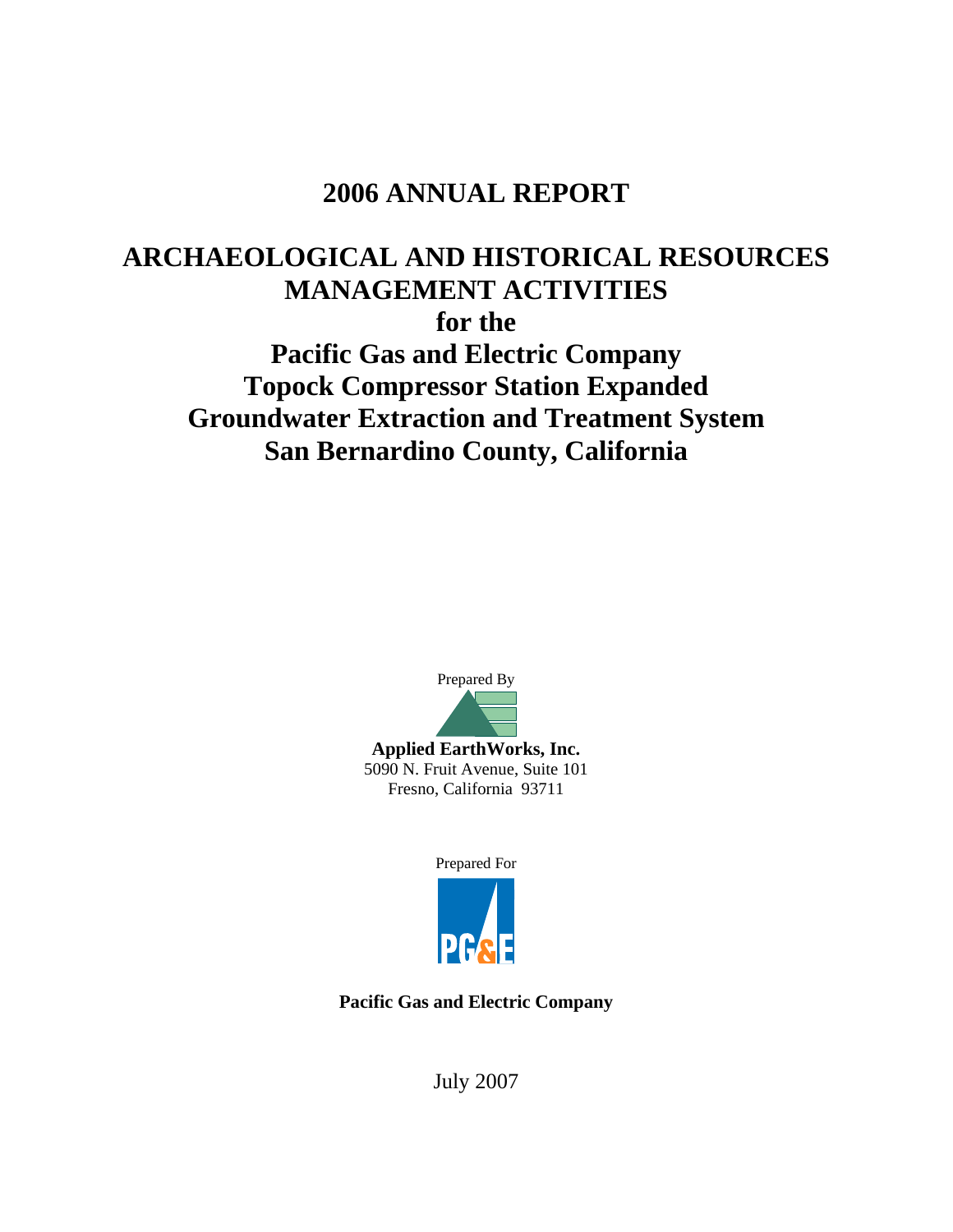# 2006 ANNUAL REPORT

# ARCHAEOLOGICAL AND HISTORICAL RESOURCES MANAGEMENT ACTIVITIES

# for the

# Pacific Gas and Electric Company Topock Compressor Station Expanded Groundwater Extraction and Treatment System San Bernardino County, California

Prepared By

**Applied EarthWorks, Inc.**
5090 N. Fruit Avenue, Suite 101
Fresno, California 93711

Prepared For

PG&E

**Pacific Gas and Electric Company**

July 2007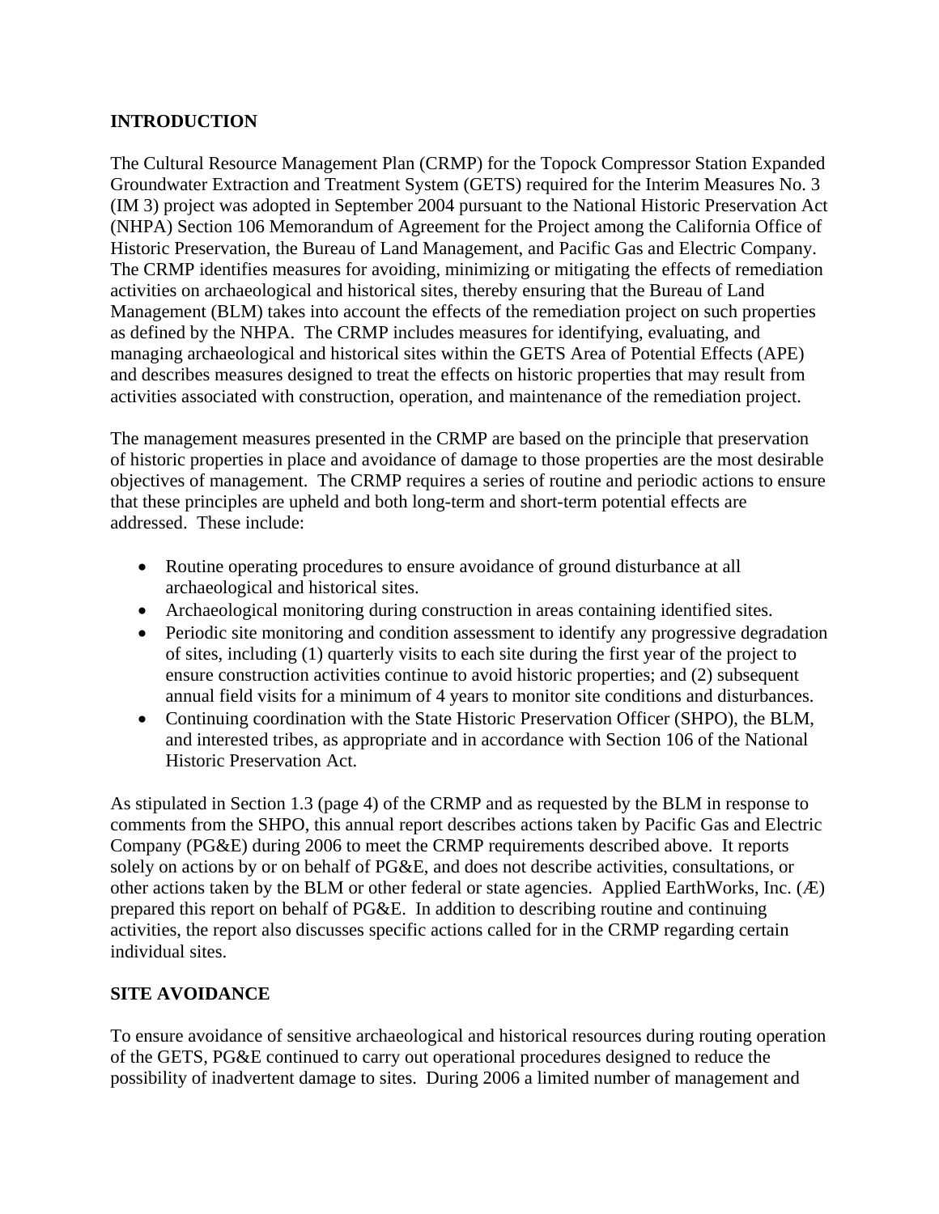## INTRODUCTION

The Cultural Resource Management Plan (CRMP) for the Topock Compressor Station Expanded Groundwater Extraction and Treatment System (GETS) required for the Interim Measures No. 3 (IM 3) project was adopted in September 2004 pursuant to the National Historic Preservation Act (NHPA) Section 106 Memorandum of Agreement for the Project among the California Office of Historic Preservation, the Bureau of Land Management, and Pacific Gas and Electric Company. The CRMP identifies measures for avoiding, minimizing or mitigating the effects of remediation activities on archaeological and historical sites, thereby ensuring that the Bureau of Land Management (BLM) takes into account the effects of the remediation project on such properties as defined by the NHPA. The CRMP includes measures for identifying, evaluating, and managing archaeological and historical sites within the GETS Area of Potential Effects (APE) and describes measures designed to treat the effects on historic properties that may result from activities associated with construction, operation, and maintenance of the remediation project.

The management measures presented in the CRMP are based on the principle that preservation of historic properties in place and avoidance of damage to those properties are the most desirable objectives of management. The CRMP requires a series of routine and periodic actions to ensure that these principles are upheld and both long-term and short-term potential effects are addressed. These include:

- Routine operating procedures to ensure avoidance of ground disturbance at all archaeological and historical sites.
- Archaeological monitoring during construction in areas containing identified sites.
- Periodic site monitoring and condition assessment to identify any progressive degradation of sites, including (1) quarterly visits to each site during the first year of the project to ensure construction activities continue to avoid historic properties; and (2) subsequent annual field visits for a minimum of 4 years to monitor site conditions and disturbances.
- Continuing coordination with the State Historic Preservation Officer (SHPO), the BLM, and interested tribes, as appropriate and in accordance with Section 106 of the National Historic Preservation Act.

As stipulated in Section 1.3 (page 4) of the CRMP and as requested by the BLM in response to comments from the SHPO, this annual report describes actions taken by Pacific Gas and Electric Company (PG&E) during 2006 to meet the CRMP requirements described above. It reports solely on actions by or on behalf of PG&E, and does not describe activities, consultations, or other actions taken by the BLM or other federal or state agencies. Applied EarthWorks, Inc. (Æ) prepared this report on behalf of PG&E. In addition to describing routine and continuing activities, the report also discusses specific actions called for in the CRMP regarding certain individual sites.

## SITE AVOIDANCE

To ensure avoidance of sensitive archaeological and historical resources during routing operation of the GETS, PG&E continued to carry out operational procedures designed to reduce the possibility of inadvertent damage to sites. During 2006 a limited number of management and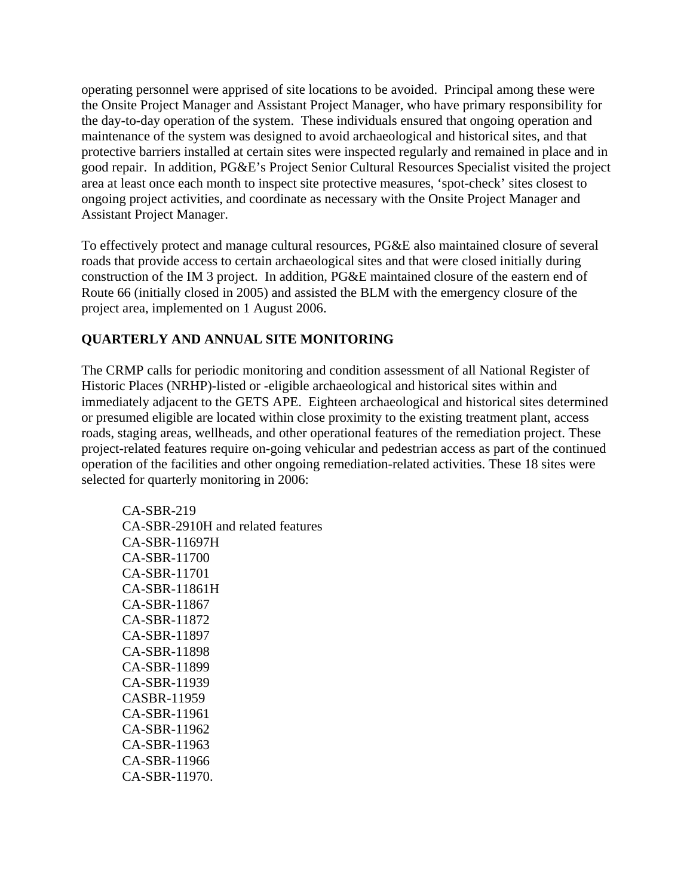operating personnel were apprised of site locations to be avoided. Principal among these were the Onsite Project Manager and Assistant Project Manager, who have primary responsibility for the day-to-day operation of the system. These individuals ensured that ongoing operation and maintenance of the system was designed to avoid archaeological and historical sites, and that protective barriers installed at certain sites were inspected regularly and remained in place and in good repair. In addition, PG&E's Project Senior Cultural Resources Specialist visited the project area at least once each month to inspect site protective measures, 'spot-check' sites closest to ongoing project activities, and coordinate as necessary with the Onsite Project Manager and Assistant Project Manager.

To effectively protect and manage cultural resources, PG&E also maintained closure of several roads that provide access to certain archaeological sites and that were closed initially during construction of the IM 3 project. In addition, PG&E maintained closure of the eastern end of Route 66 (initially closed in 2005) and assisted the BLM with the emergency closure of the project area, implemented on 1 August 2006.

**QUARTERLY AND ANNUAL SITE MONITORING**

The CRMP calls for periodic monitoring and condition assessment of all National Register of Historic Places (NRHP)-listed or -eligible archaeological and historical sites within and immediately adjacent to the GETS APE. Eighteen archaeological and historical sites determined or presumed eligible are located within close proximity to the existing treatment plant, access roads, staging areas, wellheads, and other operational features of the remediation project. These project-related features require on-going vehicular and pedestrian access as part of the continued operation of the facilities and other ongoing remediation-related activities. These 18 sites were selected for quarterly monitoring in 2006:

CA-SBR-219
CA-SBR-2910H and related features
CA-SBR-11697H
CA-SBR-11700
CA-SBR-11701
CA-SBR-11861H
CA-SBR-11867
CA-SBR-11872
CA-SBR-11897
CA-SBR-11898
CA-SBR-11899
CA-SBR-11939
CASBR-11959
CA-SBR-11961
CA-SBR-11962
CA-SBR-11963
CA-SBR-11966
CA-SBR-11970.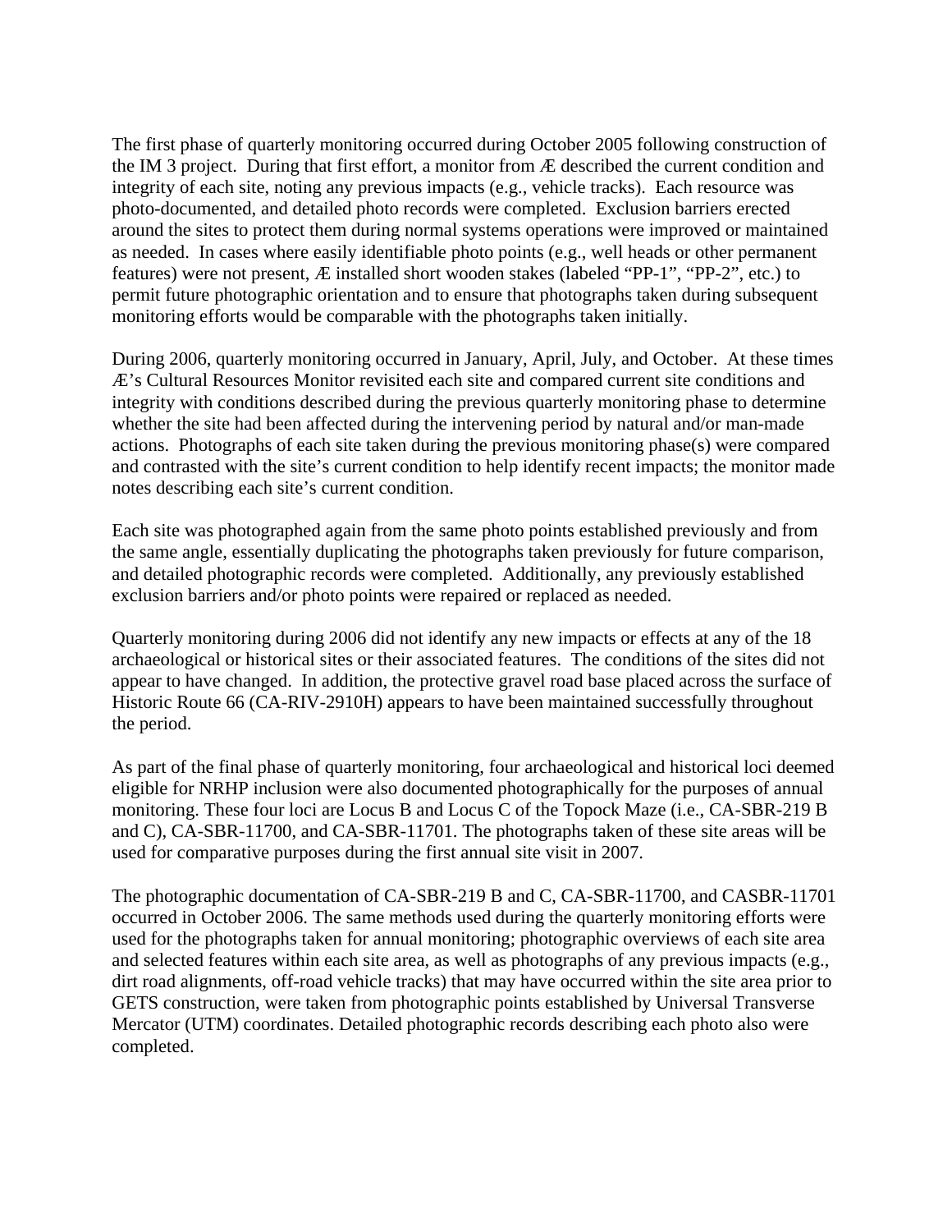The first phase of quarterly monitoring occurred during October 2005 following construction of the IM 3 project. During that first effort, a monitor from Æ described the current condition and integrity of each site, noting any previous impacts (e.g., vehicle tracks). Each resource was photo-documented, and detailed photo records were completed. Exclusion barriers erected around the sites to protect them during normal systems operations were improved or maintained as needed. In cases where easily identifiable photo points (e.g., well heads or other permanent features) were not present, Æ installed short wooden stakes (labeled "PP-1", "PP-2", etc.) to permit future photographic orientation and to ensure that photographs taken during subsequent monitoring efforts would be comparable with the photographs taken initially.

During 2006, quarterly monitoring occurred in January, April, July, and October. At these times Æ's Cultural Resources Monitor revisited each site and compared current site conditions and integrity with conditions described during the previous quarterly monitoring phase to determine whether the site had been affected during the intervening period by natural and/or man-made actions. Photographs of each site taken during the previous monitoring phase(s) were compared and contrasted with the site's current condition to help identify recent impacts; the monitor made notes describing each site's current condition.

Each site was photographed again from the same photo points established previously and from the same angle, essentially duplicating the photographs taken previously for future comparison, and detailed photographic records were completed. Additionally, any previously established exclusion barriers and/or photo points were repaired or replaced as needed.

Quarterly monitoring during 2006 did not identify any new impacts or effects at any of the 18 archaeological or historical sites or their associated features. The conditions of the sites did not appear to have changed. In addition, the protective gravel road base placed across the surface of Historic Route 66 (CA-RIV-2910H) appears to have been maintained successfully throughout the period.

As part of the final phase of quarterly monitoring, four archaeological and historical loci deemed eligible for NRHP inclusion were also documented photographically for the purposes of annual monitoring. These four loci are Locus B and Locus C of the Topock Maze (i.e., CA-SBR-219 B and C), CA-SBR-11700, and CA-SBR-11701. The photographs taken of these site areas will be used for comparative purposes during the first annual site visit in 2007.

The photographic documentation of CA-SBR-219 B and C, CA-SBR-11700, and CASBR-11701 occurred in October 2006. The same methods used during the quarterly monitoring efforts were used for the photographs taken for annual monitoring; photographic overviews of each site area and selected features within each site area, as well as photographs of any previous impacts (e.g., dirt road alignments, off-road vehicle tracks) that may have occurred within the site area prior to GETS construction, were taken from photographic points established by Universal Transverse Mercator (UTM) coordinates. Detailed photographic records describing each photo also were completed.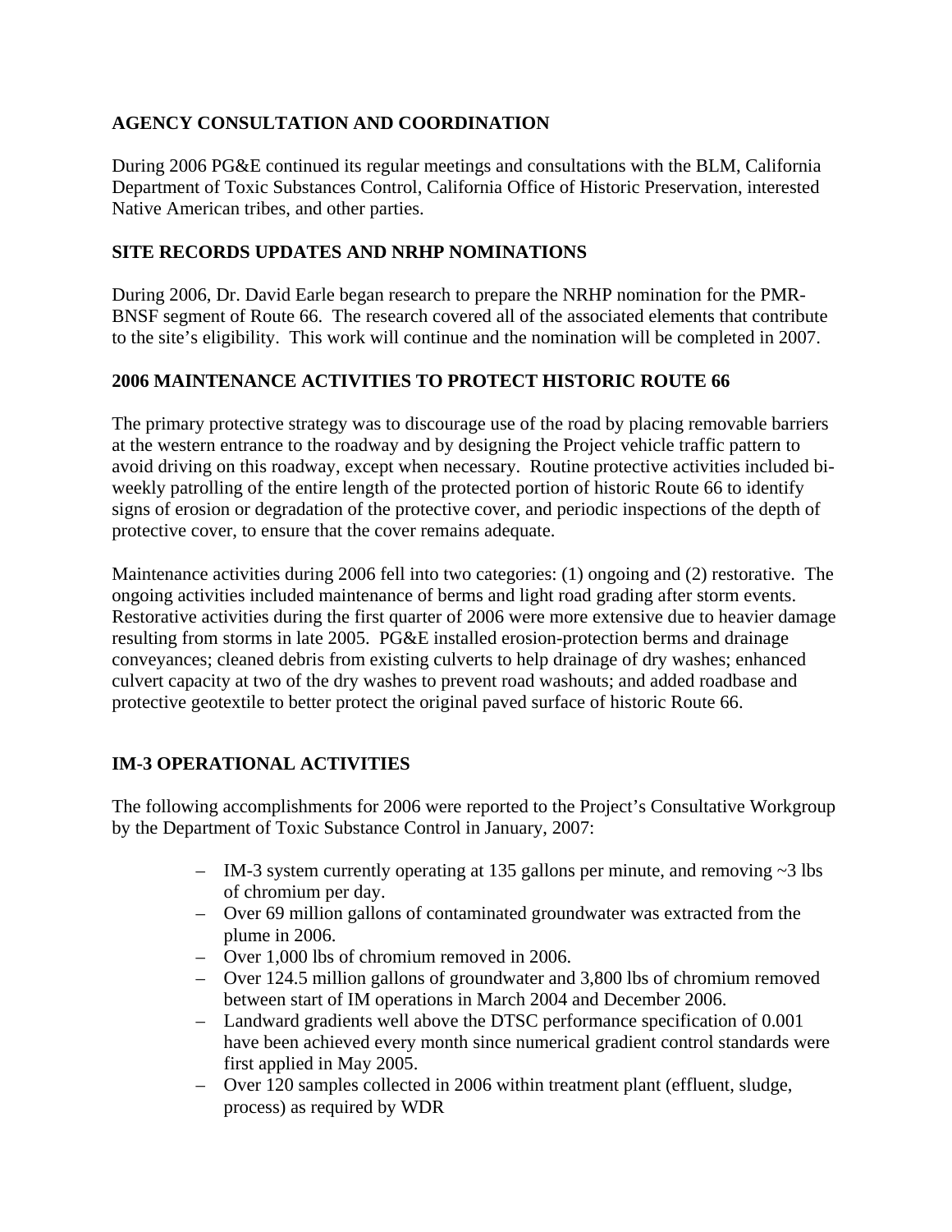## AGENCY CONSULTATION AND COORDINATION

During 2006 PG&E continued its regular meetings and consultations with the BLM, California Department of Toxic Substances Control, California Office of Historic Preservation, interested Native American tribes, and other parties.

## SITE RECORDS UPDATES AND NRHP NOMINATIONS

During 2006, Dr. David Earle began research to prepare the NRHP nomination for the PMR-BNSF segment of Route 66. The research covered all of the associated elements that contribute to the site's eligibility. This work will continue and the nomination will be completed in 2007.

## 2006 MAINTENANCE ACTIVITIES TO PROTECT HISTORIC ROUTE 66

The primary protective strategy was to discourage use of the road by placing removable barriers at the western entrance to the roadway and by designing the Project vehicle traffic pattern to avoid driving on this roadway, except when necessary. Routine protective activities included bi-weekly patrolling of the entire length of the protected portion of historic Route 66 to identify signs of erosion or degradation of the protective cover, and periodic inspections of the depth of protective cover, to ensure that the cover remains adequate.

Maintenance activities during 2006 fell into two categories: (1) ongoing and (2) restorative. The ongoing activities included maintenance of berms and light road grading after storm events. Restorative activities during the first quarter of 2006 were more extensive due to heavier damage resulting from storms in late 2005. PG&E installed erosion-protection berms and drainage conveyances; cleaned debris from existing culverts to help drainage of dry washes; enhanced culvert capacity at two of the dry washes to prevent road washouts; and added roadbase and protective geotextile to better protect the original paved surface of historic Route 66.

## IM-3 OPERATIONAL ACTIVITIES

The following accomplishments for 2006 were reported to the Project's Consultative Workgroup by the Department of Toxic Substance Control in January, 2007:

- IM-3 system currently operating at 135 gallons per minute, and removing ~3 lbs of chromium per day.
- Over 69 million gallons of contaminated groundwater was extracted from the plume in 2006.
- Over 1,000 lbs of chromium removed in 2006.
- Over 124.5 million gallons of groundwater and 3,800 lbs of chromium removed between start of IM operations in March 2004 and December 2006.
- Landward gradients well above the DTSC performance specification of 0.001 have been achieved every month since numerical gradient control standards were first applied in May 2005.
- Over 120 samples collected in 2006 within treatment plant (effluent, sludge, process) as required by WDR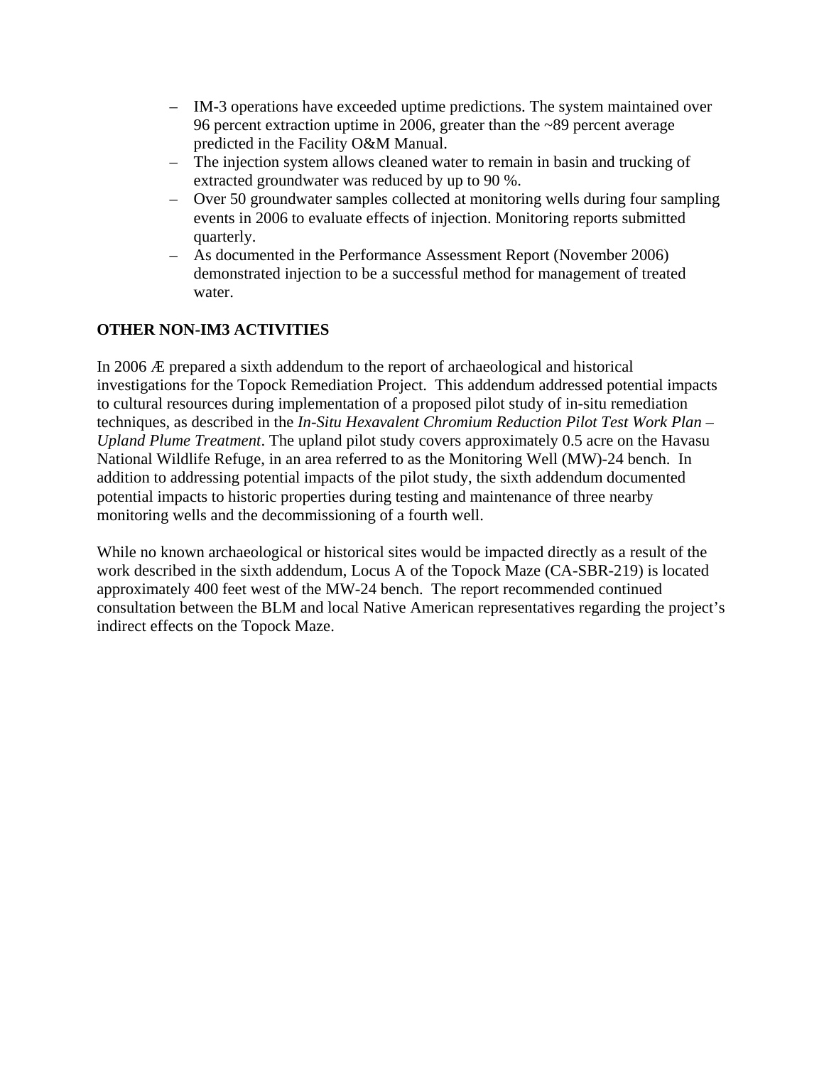- IM-3 operations have exceeded uptime predictions. The system maintained over 96 percent extraction uptime in 2006, greater than the ~89 percent average predicted in the Facility O&M Manual.
- The injection system allows cleaned water to remain in basin and trucking of extracted groundwater was reduced by up to 90 %.
- Over 50 groundwater samples collected at monitoring wells during four sampling events in 2006 to evaluate effects of injection. Monitoring reports submitted quarterly.
- As documented in the Performance Assessment Report (November 2006) demonstrated injection to be a successful method for management of treated water.

**OTHER NON-IM3 ACTIVITIES**

In 2006 Æ prepared a sixth addendum to the report of archaeological and historical investigations for the Topock Remediation Project. This addendum addressed potential impacts to cultural resources during implementation of a proposed pilot study of in-situ remediation techniques, as described in the *In-Situ Hexavalent Chromium Reduction Pilot Test Work Plan – Upland Plume Treatment*. The upland pilot study covers approximately 0.5 acre on the Havasu National Wildlife Refuge, in an area referred to as the Monitoring Well (MW)-24 bench. In addition to addressing potential impacts of the pilot study, the sixth addendum documented potential impacts to historic properties during testing and maintenance of three nearby monitoring wells and the decommissioning of a fourth well.

While no known archaeological or historical sites would be impacted directly as a result of the work described in the sixth addendum, Locus A of the Topock Maze (CA-SBR-219) is located approximately 400 feet west of the MW-24 bench. The report recommended continued consultation between the BLM and local Native American representatives regarding the project's indirect effects on the Topock Maze.